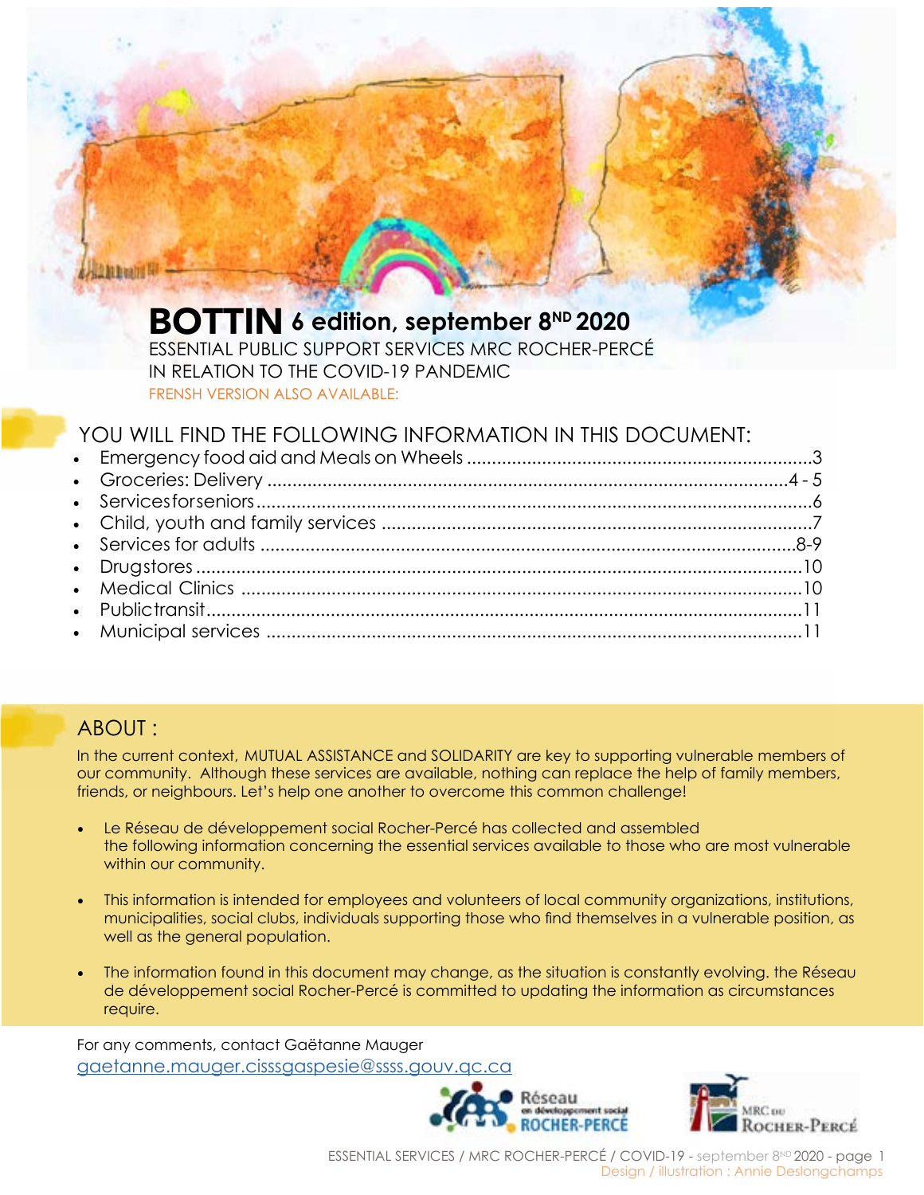# BOTTIN 6 edition, september 8ND 2020

ESSENTIAL PUBLIC SUPPORT SERVICES MRC ROCHER-PERCÉ
IN RELATION TO THE COVID-19 PANDEMIC

FRENSH VERSION ALSO AVAILABLE:

## YOU WILL FIND THE FOLLOWING INFORMATION IN THIS DOCUMENT:

- Emergency food aid and Meals on Wheels ....................................................................3
- Groceries: Delivery ......................................................................................................4 - 5
- Servicesforseniors.............................................................................................................6
- Child, youth and family services ....................................................................................7
- Services for adults ..........................................................................................................8-9
- Drugstores .......................................................................................................................10
- Medical Clinics ...............................................................................................................10
- Publictransit......................................................................................................................11
- Municipal services ..........................................................................................................11

## ABOUT :

In the current context, MUTUAL ASSISTANCE and SOLIDARITY are key to supporting vulnerable members of our community. Although these services are available, nothing can replace the help of family members, friends, or neighbours. Let's help one another to overcome this common challenge!

- Le Réseau de développement social Rocher-Percé has collected and assembled the following information concerning the essential services available to those who are most vulnerable within our community.
- This information is intended for employees and volunteers of local community organizations, institutions, municipalities, social clubs, individuals supporting those who find themselves in a vulnerable position, as well as the general population.
- The information found in this document may change, as the situation is constantly evolving. the Réseau de développement social Rocher-Percé is committed to updating the information as circumstances require.

For any comments, contact Gaëtanne Mauger
gaetanne.mauger.cisssgaspesie@ssss.gouv.qc.ca

Réseau en développement social ROCHER-PERCÉ

MRC du Rocher-Percé

Design / illustration : Annie Deslongchamps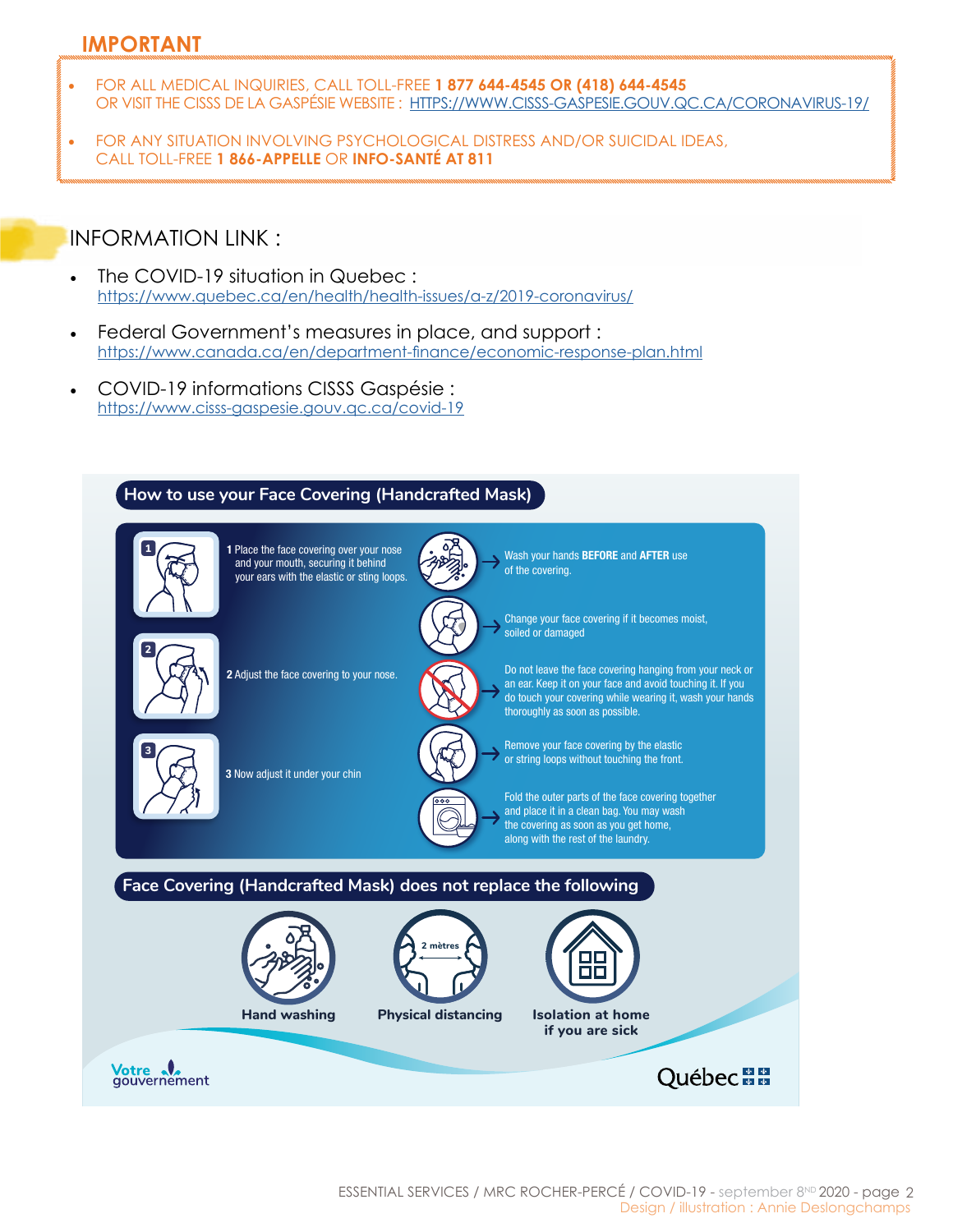## IMPORTANT

- FOR ALL MEDICAL INQUIRIES, CALL TOLL-FREE **1 877 644-4545 OR (418) 644-4545** OR VISIT THE CISSS DE LA GASPÉSIE WEBSITE : HTTPS://WWW.CISSS-GASPESIE.GOUV.QC.CA/CORONAVIRUS-19/
- FOR ANY SITUATION INVOLVING PSYCHOLOGICAL DISTRESS AND/OR SUICIDAL IDEAS, CALL TOLL-FREE **1 866-APPELLE** OR **INFO-SANTÉ AT 811**

## INFORMATION LINK :

- The COVID-19 situation in Quebec : https://www.quebec.ca/en/health/health-issues/a-z/2019-coronavirus/
- Federal Government's measures in place, and support : https://www.canada.ca/en/department-finance/economic-response-plan.html
- COVID-19 informations CISSS Gaspésie : https://www.cisss-gaspesie.gouv.qc.ca/covid-19

### How to use your Face Covering (Handcrafted Mask)

**1** Place the face covering over your nose and your mouth, securing it behind your ears with the elastic or sting loops.

**2** Adjust the face covering to your nose.

**3** Now adjust it under your chin

- Wash your hands **BEFORE** and **AFTER** use of the covering.
- Change your face covering if it becomes moist, soiled or damaged
- Do not leave the face covering hanging from your neck or an ear. Keep it on your face and avoid touching it. If you do touch your covering while wearing it, wash your hands thoroughly as soon as possible.
- Remove your face covering by the elastic or string loops without touching the front.
- Fold the outer parts of the face covering together and place it in a clean bag. You may wash the covering as soon as you get home, along with the rest of the laundry.

### Face Covering (Handcrafted Mask) does not replace the following

**Hand washing**

2 mètres

**Physical distancing**

**Isolation at home if you are sick**

Votre gouvernement

Québec

Design / illustration : Annie Deslongchamps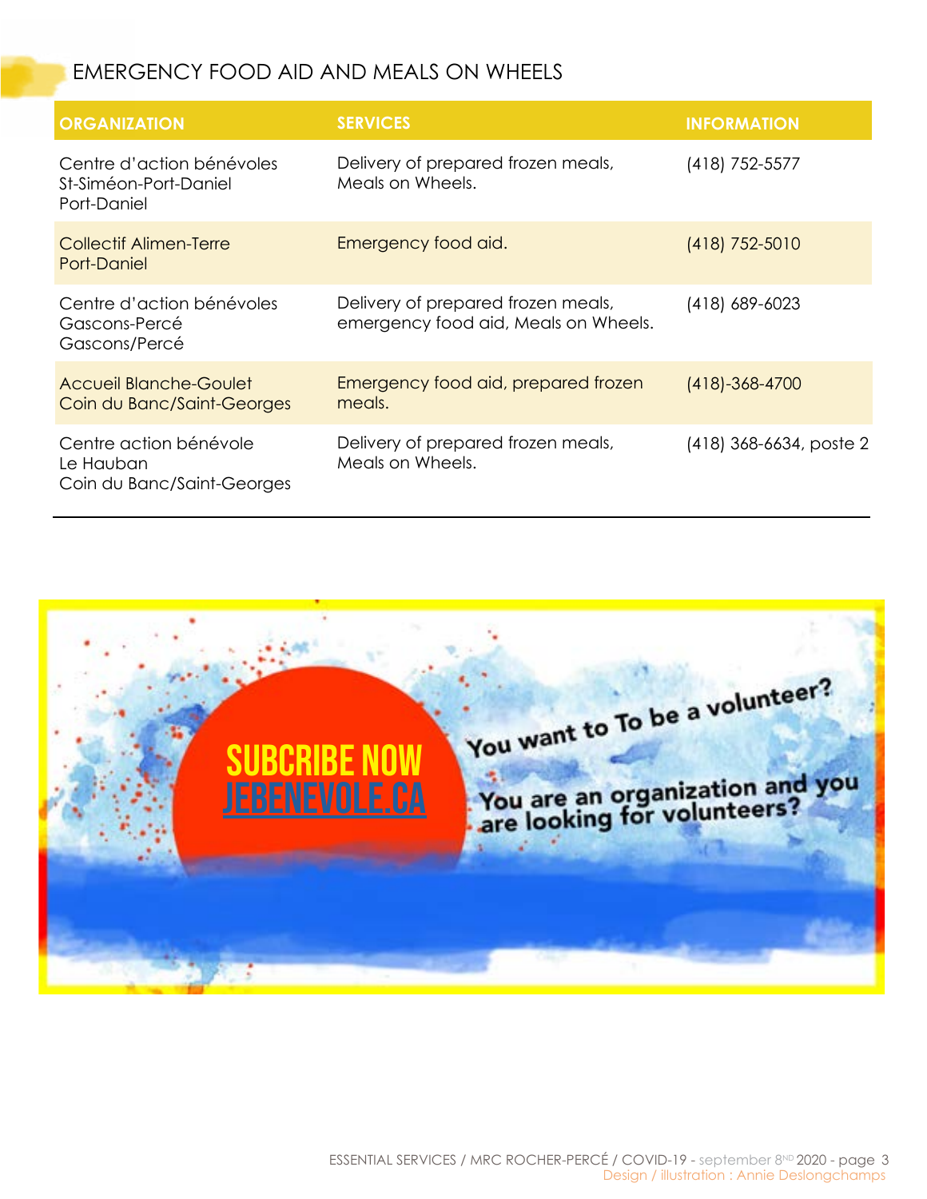## EMERGENCY FOOD AID AND MEALS ON WHEELS

| ORGANIZATION | SERVICES | INFORMATION |
|---|---|---|
| Centre d'action bénévoles St-Siméon-Port-Daniel Port-Daniel | Delivery of prepared frozen meals, Meals on Wheels. | (418) 752-5577 |
| Collectif Alimen-Terre Port-Daniel | Emergency food aid. | (418) 752-5010 |
| Centre d'action bénévoles Gascons-Percé Gascons/Percé | Delivery of prepared frozen meals, emergency food aid, Meals on Wheels. | (418) 689-6023 |
| Accueil Blanche-Goulet Coin du Banc/Saint-Georges | Emergency food aid, prepared frozen meals. | (418)-368-4700 |
| Centre action bénévole Le Hauban Coin du Banc/Saint-Georges | Delivery of prepared frozen meals, Meals on Wheels. | (418) 368-6634, poste 2 |

SUBCRIBE NOW
JEBENEVOLE.CA

You want to To be a volunteer?

You are an organization and you are looking for volunteers?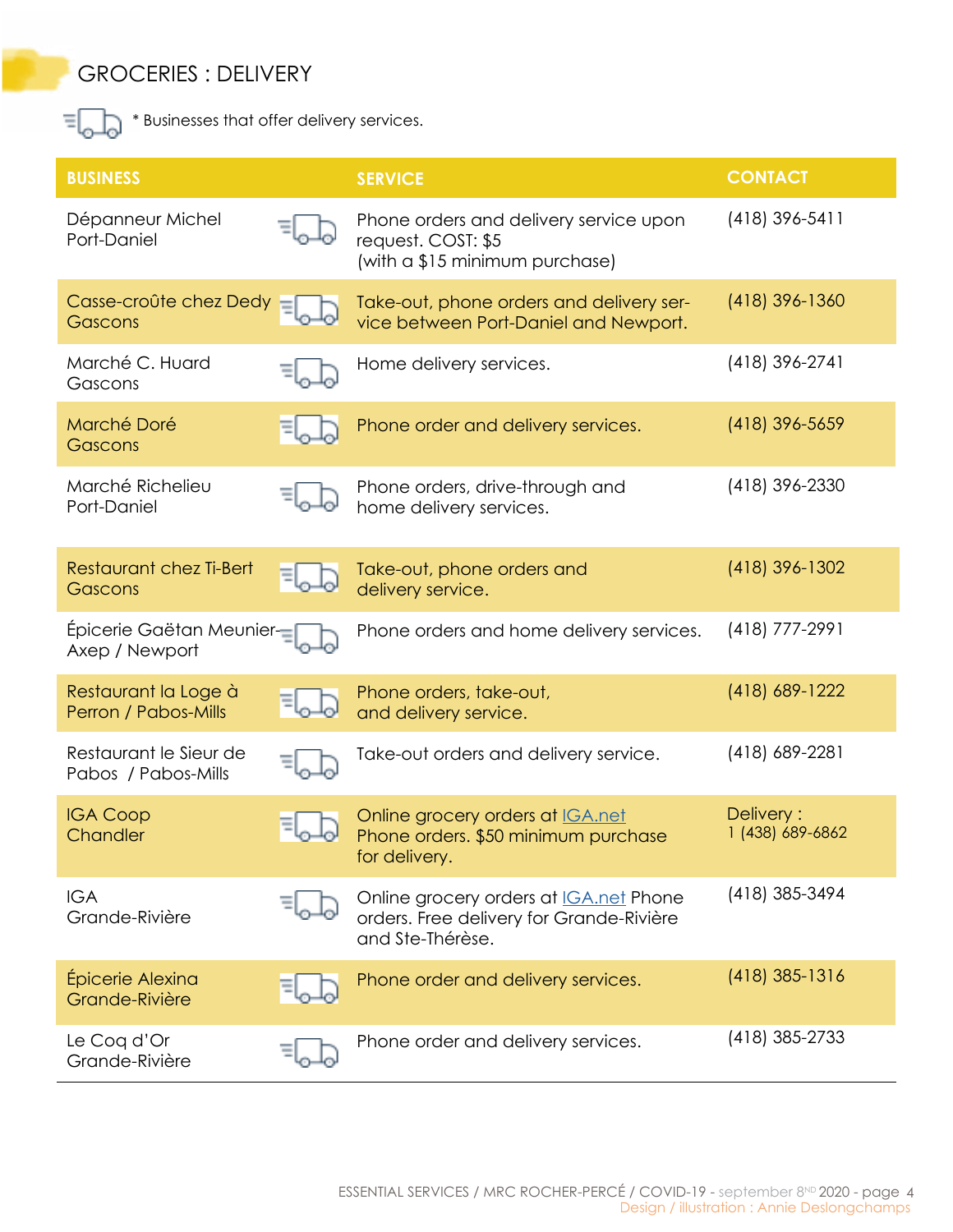## GROCERIES : DELIVERY

\* Businesses that offer delivery services.

| BUSINESS | SERVICE | CONTACT |
|---|---|---|
| Dépanneur Michel<br>Port-Daniel | Phone orders and delivery service upon request. COST: $5<br>(with a $15 minimum purchase) | (418) 396-5411 |
| Casse-croûte chez Dedy<br>Gascons | Take-out, phone orders and delivery service between Port-Daniel and Newport. | (418) 396-1360 |
| Marché C. Huard<br>Gascons | Home delivery services. | (418) 396-2741 |
| Marché Doré<br>Gascons | Phone order and delivery services. | (418) 396-5659 |
| Marché Richelieu<br>Port-Daniel | Phone orders, drive-through and home delivery services. | (418) 396-2330 |
| Restaurant chez Ti-Bert<br>Gascons | Take-out, phone orders and delivery service. | (418) 396-1302 |
| Épicerie Gaëtan Meunier-<br>Axep / Newport | Phone orders and home delivery services. | (418) 777-2991 |
| Restaurant la Loge à<br>Perron / Pabos-Mills | Phone orders, take-out, and delivery service. | (418) 689-1222 |
| Restaurant le Sieur de<br>Pabos / Pabos-Mills | Take-out orders and delivery service. | (418) 689-2281 |
| IGA Coop<br>Chandler | Online grocery orders at IGA.net<br>Phone orders. $50 minimum purchase for delivery. | Delivery :<br>1 (438) 689-6862 |
| IGA<br>Grande-Rivière | Online grocery orders at IGA.net Phone orders. Free delivery for Grande-Rivière and Ste-Thérèse. | (418) 385-3494 |
| Épicerie Alexina<br>Grande-Rivière | Phone order and delivery services. | (418) 385-1316 |
| Le Coq d'Or<br>Grande-Rivière | Phone order and delivery services. | (418) 385-2733 |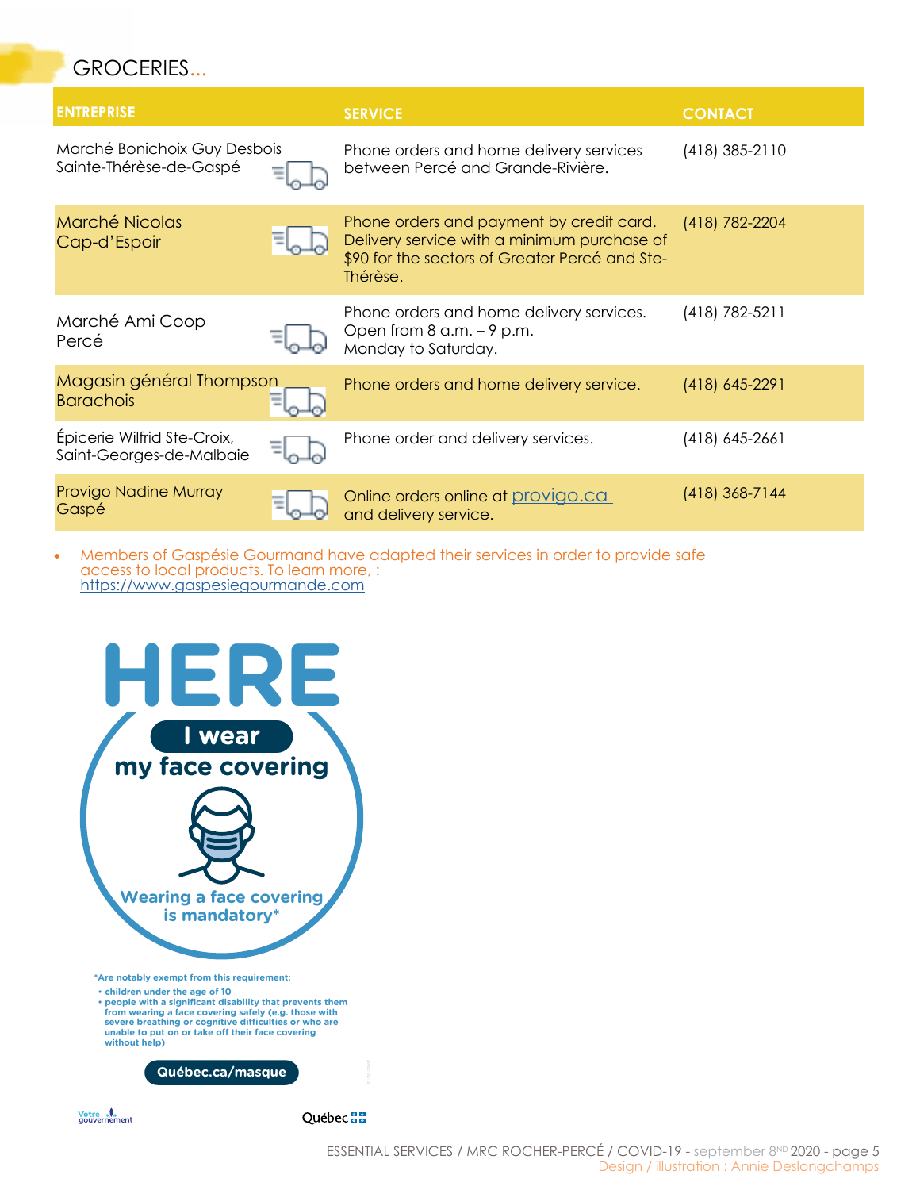## GROCERIES...

| ENTREPRISE | SERVICE | CONTACT |
|---|---|---|
| Marché Bonichoix Guy Desbois Sainte-Thérèse-de-Gaspé | Phone orders and home delivery services between Percé and Grande-Rivière. | (418) 385-2110 |
| Marché Nicolas Cap-d'Espoir | Phone orders and payment by credit card. Delivery service with a minimum purchase of $90 for the sectors of Greater Percé and Ste-Thérèse. | (418) 782-2204 |
| Marché Ami Coop Percé | Phone orders and home delivery services. Open from 8 a.m. – 9 p.m. Monday to Saturday. | (418) 782-5211 |
| Magasin général Thompson Barachois | Phone orders and home delivery service. | (418) 645-2291 |
| Épicerie Wilfrid Ste-Croix, Saint-Georges-de-Malbaie | Phone order and delivery services. | (418) 645-2661 |
| Provigo Nadine Murray Gaspé | Online orders online at provigo.ca and delivery service. | (418) 368-7144 |

- Members of Gaspésie Gourmand have adapted their services in order to provide safe access to local products. To learn more, : https://www.gaspesiegourmande.com

**HERE**

**I wear my face covering**

**Wearing a face covering is mandatory***

*Are notably exempt from this requirement:
- children under the age of 10
- people with a significant disability that prevents them from wearing a face covering safely (e.g. those with severe breathing or cognitive difficulties or who are unable to put on or take off their face covering without help)

Québec.ca/masque

Votre gouvernement

Québec

ESSENTIAL SERVICES / MRC ROCHER-PERCÉ / COVID-19 - september 8ND 2020

Design / illustration : Annie Deslongchamps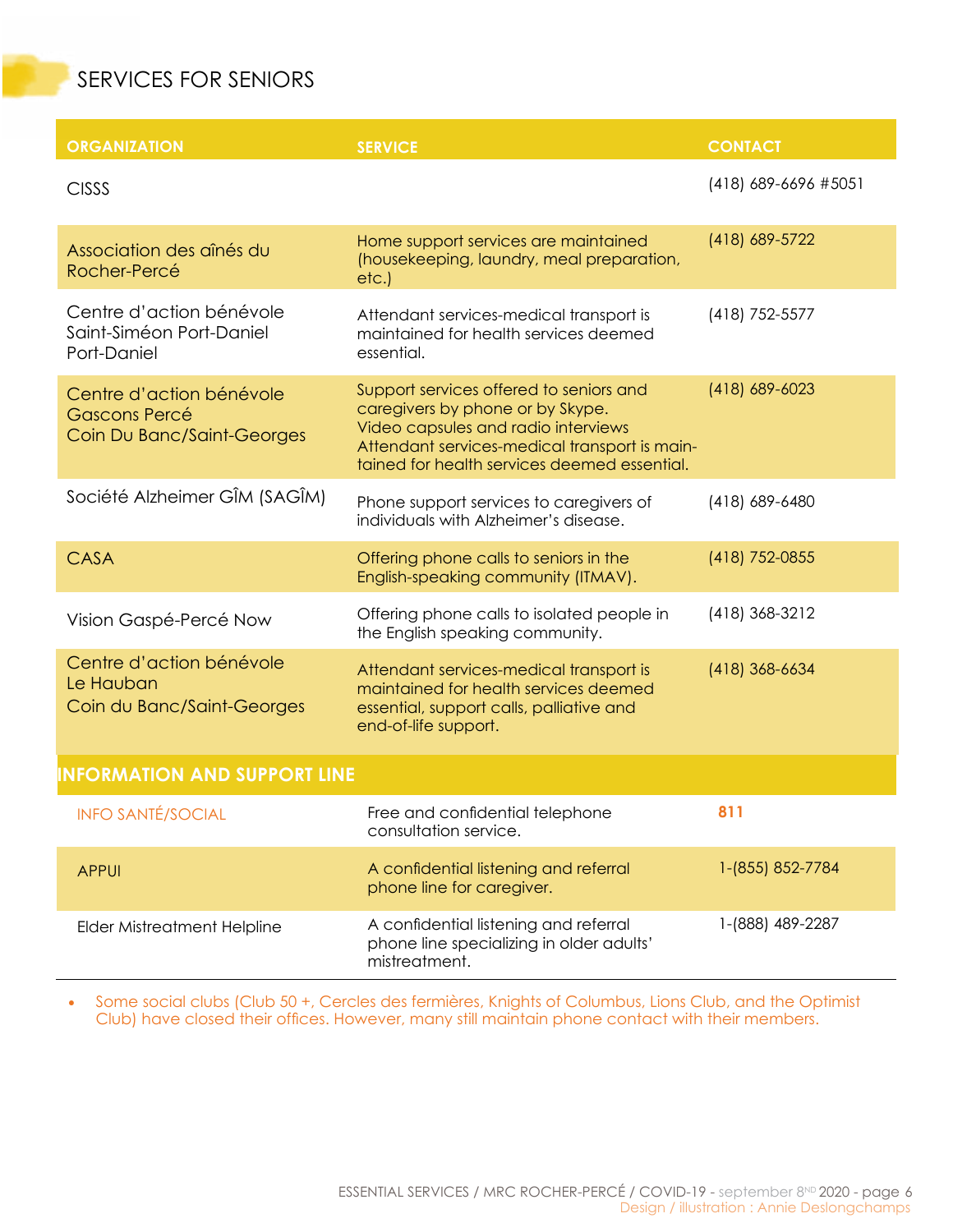## SERVICES FOR SENIORS

| ORGANIZATION | SERVICE | CONTACT |
|---|---|---|
| CISSS | | (418) 689-6696 #5051 |
| Association des aînés du Rocher-Percé | Home support services are maintained (housekeeping, laundry, meal preparation, etc.) | (418) 689-5722 |
| Centre d'action bénévole Saint-Siméon Port-Daniel Port-Daniel | Attendant services-medical transport is maintained for health services deemed essential. | (418) 752-5577 |
| Centre d'action bénévole Gascons Percé Coin Du Banc/Saint-Georges | Support services offered to seniors and caregivers by phone or by Skype. Video capsules and radio interviews Attendant services-medical transport is maintained for health services deemed essential. | (418) 689-6023 |
| Société Alzheimer GÎM (SAGÎM) | Phone support services to caregivers of individuals with Alzheimer's disease. | (418) 689-6480 |
| CASA | Offering phone calls to seniors in the English-speaking community (ITMAV). | (418) 752-0855 |
| Vision Gaspé-Percé Now | Offering phone calls to isolated people in the English speaking community. | (418) 368-3212 |
| Centre d'action bénévole Le Hauban Coin du Banc/Saint-Georges | Attendant services-medical transport is maintained for health services deemed essential, support calls, palliative and end-of-life support. | (418) 368-6634 |
| **INFORMATION AND SUPPORT LINE** | | |
| INFO SANTÉ/SOCIAL | Free and confidential telephone consultation service. | **811** |
| APPUI | A confidential listening and referral phone line for caregiver. | 1-(855) 852-7784 |
| Elder Mistreatment Helpline | A confidential listening and referral phone line specializing in older adults' mistreatment. | 1-(888) 489-2287 |

- Some social clubs (Club 50 +, Cercles des fermières, Knights of Columbus, Lions Club, and the Optimist Club) have closed their offices. However, many still maintain phone contact with their members.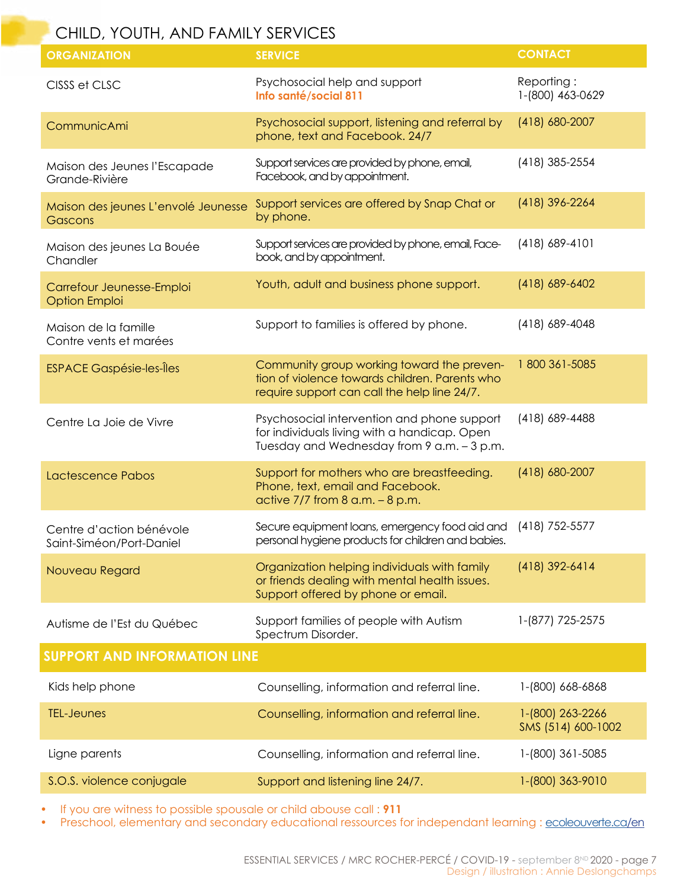## CHILD, YOUTH, AND FAMILY SERVICES

| ORGANIZATION | SERVICE | CONTACT |
|---|---|---|
| CISSS et CLSC | Psychosocial help and support **Info santé/social 811** | Reporting : 1-(800) 463-0629 |
| CommunicAmi | Psychosocial support, listening and referral by phone, text and Facebook. 24/7 | (418) 680-2007 |
| Maison des Jeunes l'Escapade Grande-Rivière | Support services are provided by phone, email, Facebook, and by appointment. | (418) 385-2554 |
| Maison des jeunes L'envolé Jeunesse Gascons | Support services are offered by Snap Chat or by phone. | (418) 396-2264 |
| Maison des jeunes La Bouée Chandler | Support services are provided by phone, email, Facebook, and by appointment. | (418) 689-4101 |
| Carrefour Jeunesse-Emploi Option Emploi | Youth, adult and business phone support. | (418) 689-6402 |
| Maison de la famille Contre vents et marées | Support to families is offered by phone. | (418) 689-4048 |
| ESPACE Gaspésie-les-Îles | Community group working toward the prevention of violence towards children. Parents who require support can call the help line 24/7. | 1 800 361-5085 |
| Centre La Joie de Vivre | Psychosocial intervention and phone support for individuals living with a handicap. Open Tuesday and Wednesday from 9 a.m. – 3 p.m. | (418) 689-4488 |
| Lactescence Pabos | Support for mothers who are breastfeeding. Phone, text, email and Facebook. active 7/7 from 8 a.m. – 8 p.m. | (418) 680-2007 |
| Centre d'action bénévole Saint-Siméon/Port-Daniel | Secure equipment loans, emergency food aid and personal hygiene products for children and babies. | (418) 752-5577 |
| Nouveau Regard | Organization helping individuals with family or friends dealing with mental health issues. Support offered by phone or email. | (418) 392-6414 |
| Autisme de l'Est du Québec | Support families of people with Autism Spectrum Disorder. | 1-(877) 725-2575 |
| **SUPPORT AND INFORMATION LINE** | | |
| Kids help phone | Counselling, information and referral line. | 1-(800) 668-6868 |
| TEL-Jeunes | Counselling, information and referral line. | 1-(800) 263-2266 SMS (514) 600-1002 |
| Ligne parents | Counselling, information and referral line. | 1-(800) 361-5085 |
| S.O.S. violence conjugale | Support and listening line 24/7. | 1-(800) 363-9010 |

- If you are witness to possible spousale or child abouse call : **911**
- Preschool, elementary and secondary educational ressources for independant learning : ecoleouverte.ca/en

ESSENTIAL SERVICES / MRC ROCHER-PERCÉ / COVID-19 - september 8ND 2020
Design / illustration : Annie Deslongchamps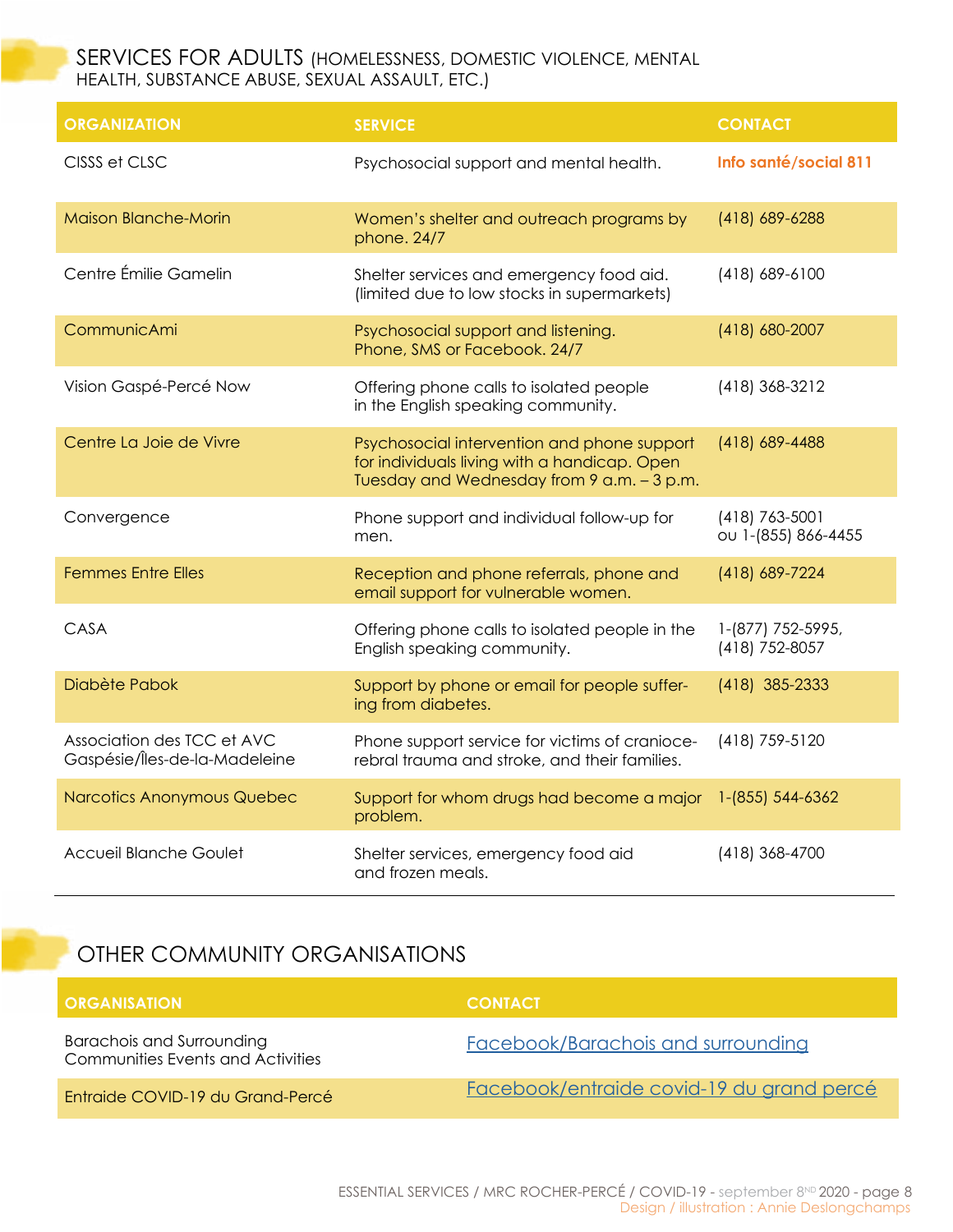## SERVICES FOR ADULTS (HOMELESSNESS, DOMESTIC VIOLENCE, MENTAL HEALTH, SUBSTANCE ABUSE, SEXUAL ASSAULT, ETC.)

| ORGANIZATION | SERVICE | CONTACT |
|---|---|---|
| CISSS et CLSC | Psychosocial support and mental health. | **Info santé/social 811** |
| Maison Blanche-Morin | Women's shelter and outreach programs by phone. 24/7 | (418) 689-6288 |
| Centre Émilie Gamelin | Shelter services and emergency food aid. (limited due to low stocks in supermarkets) | (418) 689-6100 |
| CommunicAmi | Psychosocial support and listening. Phone, SMS or Facebook. 24/7 | (418) 680-2007 |
| Vision Gaspé-Percé Now | Offering phone calls to isolated people in the English speaking community. | (418) 368-3212 |
| Centre La Joie de Vivre | Psychosocial intervention and phone support for individuals living with a handicap. Open Tuesday and Wednesday from 9 a.m. – 3 p.m. | (418) 689-4488 |
| Convergence | Phone support and individual follow-up for men. | (418) 763-5001 ou 1-(855) 866-4455 |
| Femmes Entre Elles | Reception and phone referrals, phone and email support for vulnerable women. | (418) 689-7224 |
| CASA | Offering phone calls to isolated people in the English speaking community. | 1-(877) 752-5995, (418) 752-8057 |
| Diabète Pabok | Support by phone or email for people suffering from diabetes. | (418) 385-2333 |
| Association des TCC et AVC Gaspésie/Îles-de-la-Madeleine | Phone support service for victims of craniocerebral trauma and stroke, and their families. | (418) 759-5120 |
| Narcotics Anonymous Quebec | Support for whom drugs had become a major problem. | 1-(855) 544-6362 |
| Accueil Blanche Goulet | Shelter services, emergency food aid and frozen meals. | (418) 368-4700 |

## OTHER COMMUNITY ORGANISATIONS

| ORGANISATION | CONTACT |
|---|---|
| Barachois and Surrounding Communities Events and Activities | Facebook/Barachois and surrounding |
| Entraide COVID-19 du Grand-Percé | Facebook/entraide covid-19 du grand percé |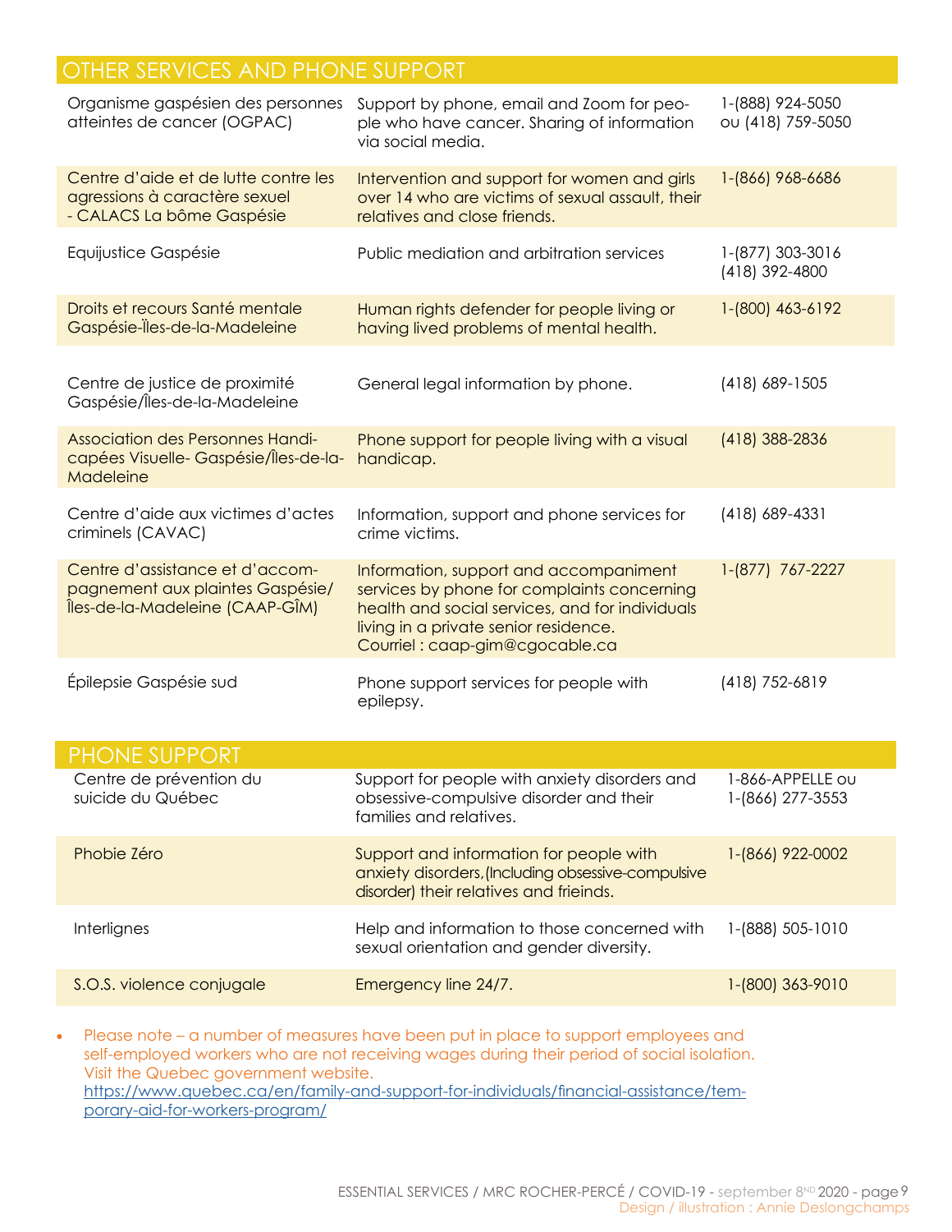## OTHER SERVICES AND PHONE SUPPORT

| | | |
|---|---|---|
| Organisme gaspésien des personnes atteintes de cancer (OGPAC) | Support by phone, email and Zoom for people who have cancer. Sharing of information via social media. | 1-(888) 924-5050 ou (418) 759-5050 |
| Centre d'aide et de lutte contre les agressions à caractère sexuel - CALACS La bôme Gaspésie | Intervention and support for women and girls over 14 who are victims of sexual assault, their relatives and close friends. | 1-(866) 968-6686 |
| Equijustice Gaspésie | Public mediation and arbitration services | 1-(877) 303-3016 (418) 392-4800 |
| Droits et recours Santé mentale Gaspésie-Îles-de-la-Madeleine | Human rights defender for people living or having lived problems of mental health. | 1-(800) 463-6192 |
| Centre de justice de proximité Gaspésie/Îles-de-la-Madeleine | General legal information by phone. | (418) 689-1505 |
| Association des Personnes Handicapées Visuelle- Gaspésie/Îles-de-la-Madeleine | Phone support for people living with a visual handicap. | (418) 388-2836 |
| Centre d'aide aux victimes d'actes criminels (CAVAC) | Information, support and phone services for crime victims. | (418) 689-4331 |
| Centre d'assistance et d'accompagnement aux plaintes Gaspésie/Îles-de-la-Madeleine (CAAP-GÎM) | Information, support and accompaniment services by phone for complaints concerning health and social services, and for individuals living in a private senior residence. Courriel : caap-gim@cgocable.ca | 1-(877) 767-2227 |
| Épilepsie Gaspésie sud | Phone support services for people with epilepsy. | (418) 752-6819 |

## PHONE SUPPORT

| | | |
|---|---|---|
| Centre de prévention du suicide du Québec | Support for people with anxiety disorders and obsessive-compulsive disorder and their families and relatives. | 1-866-APPELLE ou 1-(866) 277-3553 |
| Phobie Zéro | Support and information for people with anxiety disorders,(Including obsessive-compulsive disorder) their relatives and frieinds. | 1-(866) 922-0002 |
| Interlignes | Help and information to those concerned with sexual orientation and gender diversity. | 1-(888) 505-1010 |
| S.O.S. violence conjugale | Emergency line 24/7. | 1-(800) 363-9010 |

- Please note – a number of measures have been put in place to support employees and self-employed workers who are not receiving wages during their period of social isolation. Visit the Quebec government website. https://www.quebec.ca/en/family-and-support-for-individuals/financial-assistance/temporary-aid-for-workers-program/

Design / illustration : Annie Deslongchamps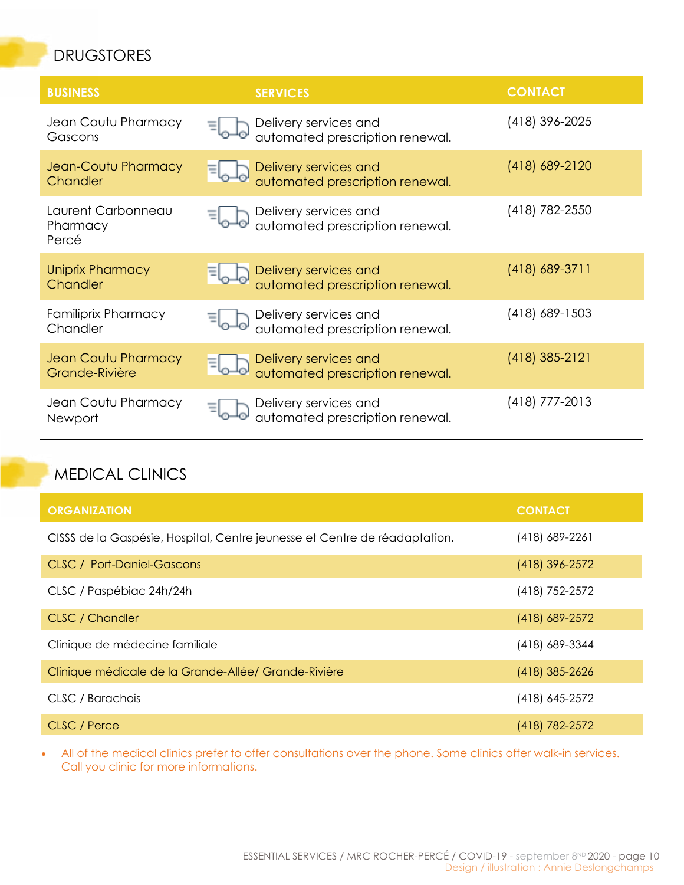## DRUGSTORES

| BUSINESS | SERVICES | CONTACT |
|---|---|---|
| Jean Coutu Pharmacy Gascons | Delivery services and automated prescription renewal. | (418) 396-2025 |
| Jean-Coutu Pharmacy Chandler | Delivery services and automated prescription renewal. | (418) 689-2120 |
| Laurent Carbonneau Pharmacy Percé | Delivery services and automated prescription renewal. | (418) 782-2550 |
| Uniprix Pharmacy Chandler | Delivery services and automated prescription renewal. | (418) 689-3711 |
| Familiprix Pharmacy Chandler | Delivery services and automated prescription renewal. | (418) 689-1503 |
| Jean Coutu Pharmacy Grande-Rivière | Delivery services and automated prescription renewal. | (418) 385-2121 |
| Jean Coutu Pharmacy Newport | Delivery services and automated prescription renewal. | (418) 777-2013 |

## MEDICAL CLINICS

| ORGANIZATION | CONTACT |
|---|---|
| CISSS de la Gaspésie, Hospital, Centre jeunesse et Centre de réadaptation. | (418) 689-2261 |
| CLSC / Port-Daniel-Gascons | (418) 396-2572 |
| CLSC / Paspébiac 24h/24h | (418) 752-2572 |
| CLSC / Chandler | (418) 689-2572 |
| Clinique de médecine familiale | (418) 689-3344 |
| Clinique médicale de la Grande-Allée/ Grande-Rivière | (418) 385-2626 |
| CLSC / Barachois | (418) 645-2572 |
| CLSC / Perce | (418) 782-2572 |

- All of the medical clinics prefer to offer consultations over the phone. Some clinics offer walk-in services. Call you clinic for more informations.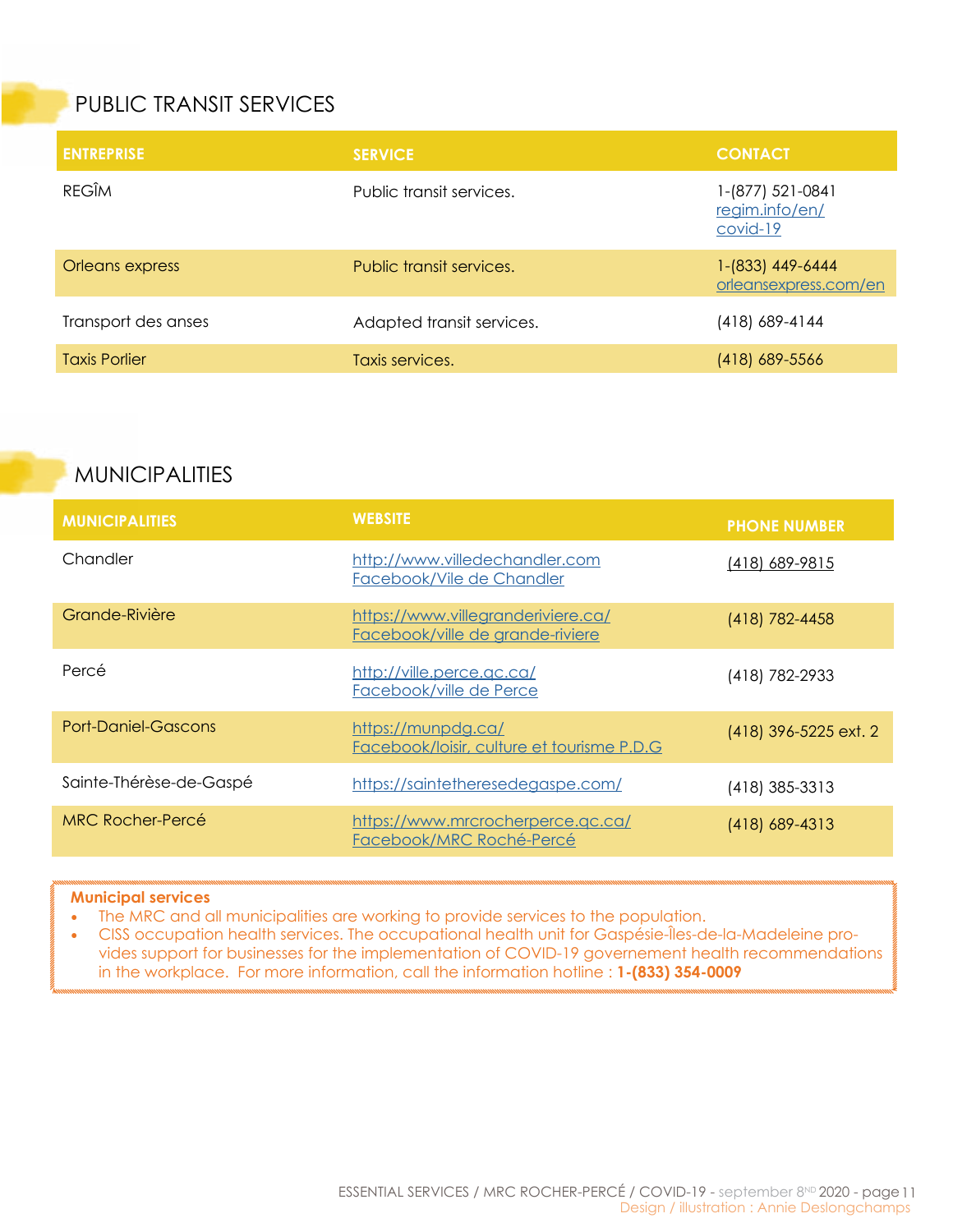## PUBLIC TRANSIT SERVICES

| ENTREPRISE | SERVICE | CONTACT |
| --- | --- | --- |
| REGÎM | Public transit services. | 1-(877) 521-0841 regim.info/en/covid-19 |
| Orleans express | Public transit services. | 1-(833) 449-6444 orleansexpress.com/en |
| Transport des anses | Adapted transit services. | (418) 689-4144 |
| Taxis Porlier | Taxis services. | (418) 689-5566 |

## MUNICIPALITIES

| MUNICIPALITIES | WEBSITE | PHONE NUMBER |
| --- | --- | --- |
| Chandler | http://www.villedechandler.com Facebook/Vile de Chandler | (418) 689-9815 |
| Grande-Rivière | https://www.villegranderiviere.ca/ Facebook/ville de grande-riviere | (418) 782-4458 |
| Percé | http://ville.perce.qc.ca/ Facebook/ville de Perce | (418) 782-2933 |
| Port-Daniel-Gascons | https://munpdg.ca/ Facebook/loisir, culture et tourisme P.D.G | (418) 396-5225 ext. 2 |
| Sainte-Thérèse-de-Gaspé | https://saintetheresedegaspe.com/ | (418) 385-3313 |
| MRC Rocher-Percé | https://www.mrcrocherperce.qc.ca/ Facebook/MRC Roché-Percé | (418) 689-4313 |

**Municipal services**

- The MRC and all municipalities are working to provide services to the population.
- CISS occupation health services. The occupational health unit for Gaspésie-Îles-de-la-Madeleine provides support for businesses for the implementation of COVID-19 governement health recommendations in the workplace. For more information, call the information hotline : **1-(833) 354-0009**

Design / illustration : Annie Deslongchamps